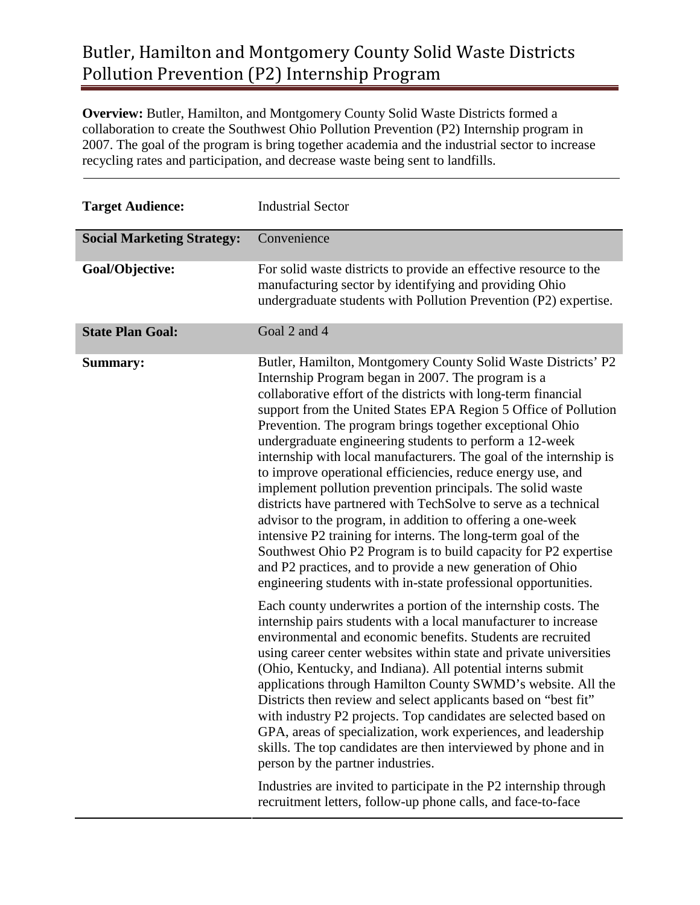# Butler, Hamilton and Montgomery County Solid Waste Districts Pollution Prevention (P2) Internship Program

**Overview:** Butler, Hamilton, and Montgomery County Solid Waste Districts formed a collaboration to create the Southwest Ohio Pollution Prevention (P2) Internship program in 2007. The goal of the program is bring together academia and the industrial sector to increase recycling rates and participation, and decrease waste being sent to landfills.

| | |
|---|---|
| **Target Audience:** | Industrial Sector |
| **Social Marketing Strategy:** | Convenience |
| **Goal/Objective:** | For solid waste districts to provide an effective resource to the manufacturing sector by identifying and providing Ohio undergraduate students with Pollution Prevention (P2) expertise. |
| **State Plan Goal:** | Goal 2 and 4 |
| **Summary:** | Butler, Hamilton, Montgomery County Solid Waste Districts' P2 Internship Program began in 2007. The program is a collaborative effort of the districts with long-term financial support from the United States EPA Region 5 Office of Pollution Prevention. The program brings together exceptional Ohio undergraduate engineering students to perform a 12-week internship with local manufacturers. The goal of the internship is to improve operational efficiencies, reduce energy use, and implement pollution prevention principals. The solid waste districts have partnered with TechSolve to serve as a technical advisor to the program, in addition to offering a one-week intensive P2 training for interns. The long-term goal of the Southwest Ohio P2 Program is to build capacity for P2 expertise and P2 practices, and to provide a new generation of Ohio engineering students with in-state professional opportunities.<br><br>Each county underwrites a portion of the internship costs. The internship pairs students with a local manufacturer to increase environmental and economic benefits. Students are recruited using career center websites within state and private universities (Ohio, Kentucky, and Indiana). All potential interns submit applications through Hamilton County SWMD's website. All the Districts then review and select applicants based on "best fit" with industry P2 projects. Top candidates are selected based on GPA, areas of specialization, work experiences, and leadership skills. The top candidates are then interviewed by phone and in person by the partner industries.<br><br>Industries are invited to participate in the P2 internship through recruitment letters, follow-up phone calls, and face-to-face |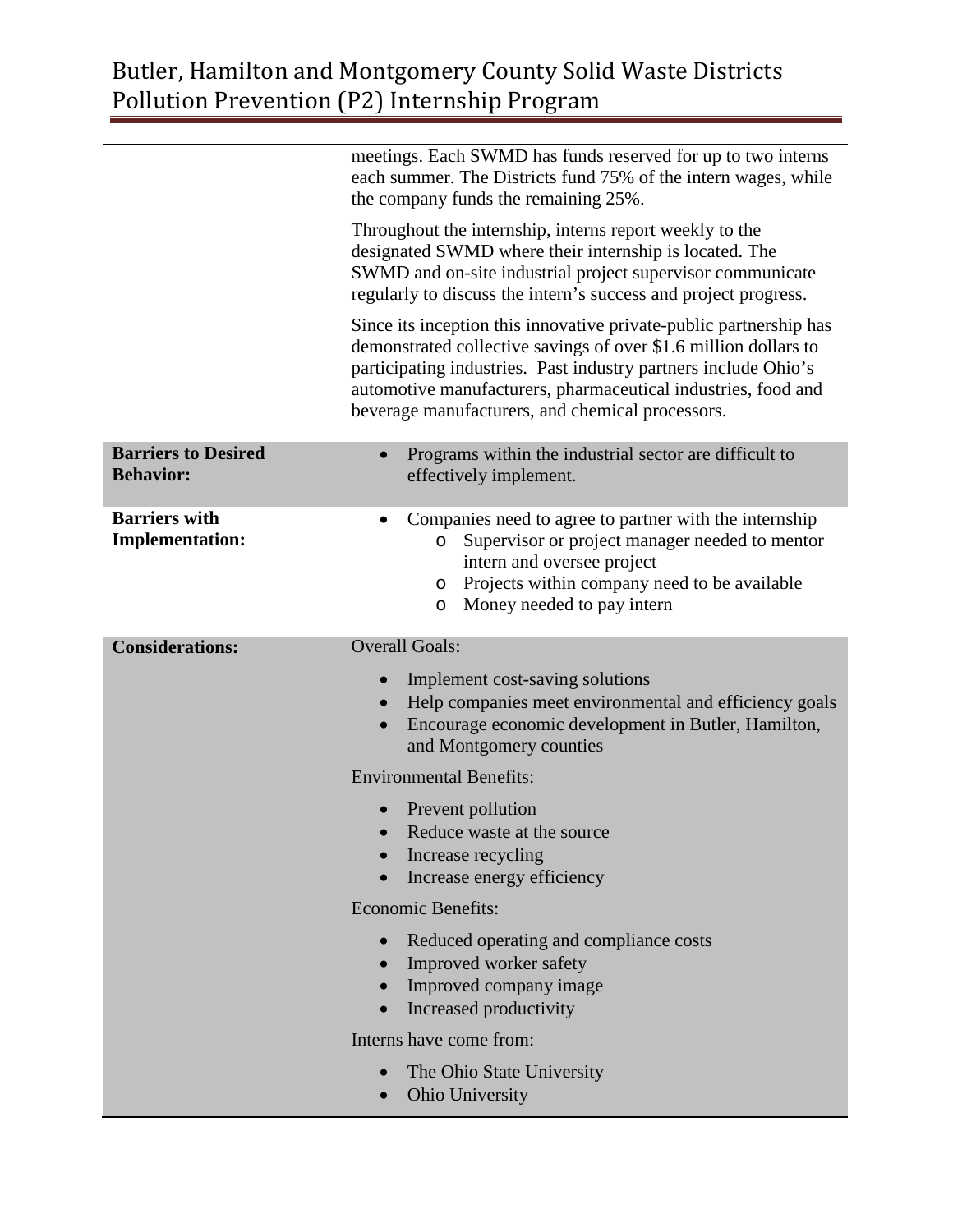| | |
|---|---|
| | meetings. Each SWMD has funds reserved for up to two interns each summer. The Districts fund 75% of the intern wages, while the company funds the remaining 25%.<br><br>Throughout the internship, interns report weekly to the designated SWMD where their internship is located. The SWMD and on-site industrial project supervisor communicate regularly to discuss the intern's success and project progress.<br><br>Since its inception this innovative private-public partnership has demonstrated collective savings of over $1.6 million dollars to participating industries. Past industry partners include Ohio's automotive manufacturers, pharmaceutical industries, food and beverage manufacturers, and chemical processors. |
| **Barriers to Desired Behavior:** | • Programs within the industrial sector are difficult to effectively implement. |
| **Barriers with Implementation:** | • Companies need to agree to partner with the internship<br>o Supervisor or project manager needed to mentor intern and oversee project<br>o Projects within company need to be available<br>o Money needed to pay intern |
| **Considerations:** | Overall Goals:<br>• Implement cost-saving solutions<br>• Help companies meet environmental and efficiency goals<br>• Encourage economic development in Butler, Hamilton, and Montgomery counties<br><br>Environmental Benefits:<br>• Prevent pollution<br>• Reduce waste at the source<br>• Increase recycling<br>• Increase energy efficiency<br><br>Economic Benefits:<br>• Reduced operating and compliance costs<br>• Improved worker safety<br>• Improved company image<br>• Increased productivity<br><br>Interns have come from:<br>• The Ohio State University<br>• Ohio University |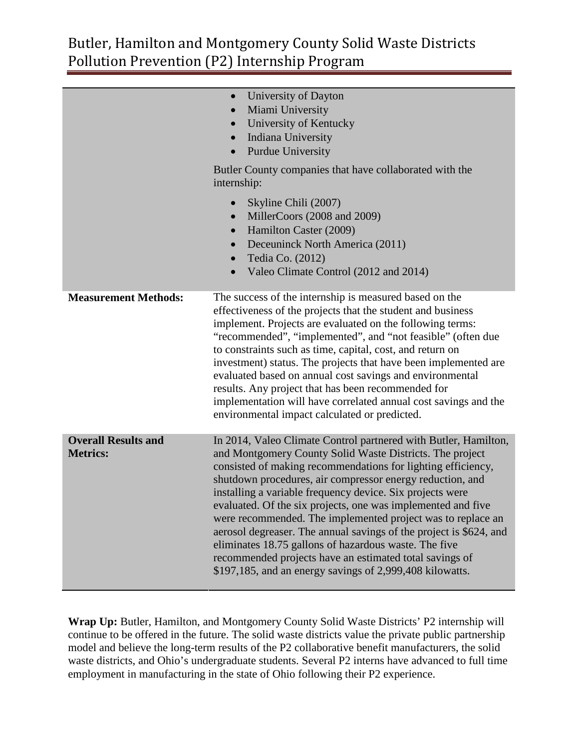| | |
|---|---|
| | • University of Dayton<br>• Miami University<br>• University of Kentucky<br>• Indiana University<br>• Purdue University<br><br>Butler County companies that have collaborated with the internship:<br><br>• Skyline Chili (2007)<br>• MillerCoors (2008 and 2009)<br>• Hamilton Caster (2009)<br>• Deceuninck North America (2011)<br>• Tedia Co. (2012)<br>• Valeo Climate Control (2012 and 2014) |
| **Measurement Methods:** | The success of the internship is measured based on the effectiveness of the projects that the student and business implement. Projects are evaluated on the following terms: "recommended", "implemented", and "not feasible" (often due to constraints such as time, capital, cost, and return on investment) status. The projects that have been implemented are evaluated based on annual cost savings and environmental results. Any project that has been recommended for implementation will have correlated annual cost savings and the environmental impact calculated or predicted. |
| **Overall Results and Metrics:** | In 2014, Valeo Climate Control partnered with Butler, Hamilton, and Montgomery County Solid Waste Districts. The project consisted of making recommendations for lighting efficiency, shutdown procedures, air compressor energy reduction, and installing a variable frequency device. Six projects were evaluated. Of the six projects, one was implemented and five were recommended. The implemented project was to replace an aerosol degreaser. The annual savings of the project is $624, and eliminates 18.75 gallons of hazardous waste. The five recommended projects have an estimated total savings of $197,185, and an energy savings of 2,999,408 kilowatts. |

**Wrap Up:** Butler, Hamilton, and Montgomery County Solid Waste Districts' P2 internship will continue to be offered in the future. The solid waste districts value the private public partnership model and believe the long-term results of the P2 collaborative benefit manufacturers, the solid waste districts, and Ohio's undergraduate students. Several P2 interns have advanced to full time employment in manufacturing in the state of Ohio following their P2 experience.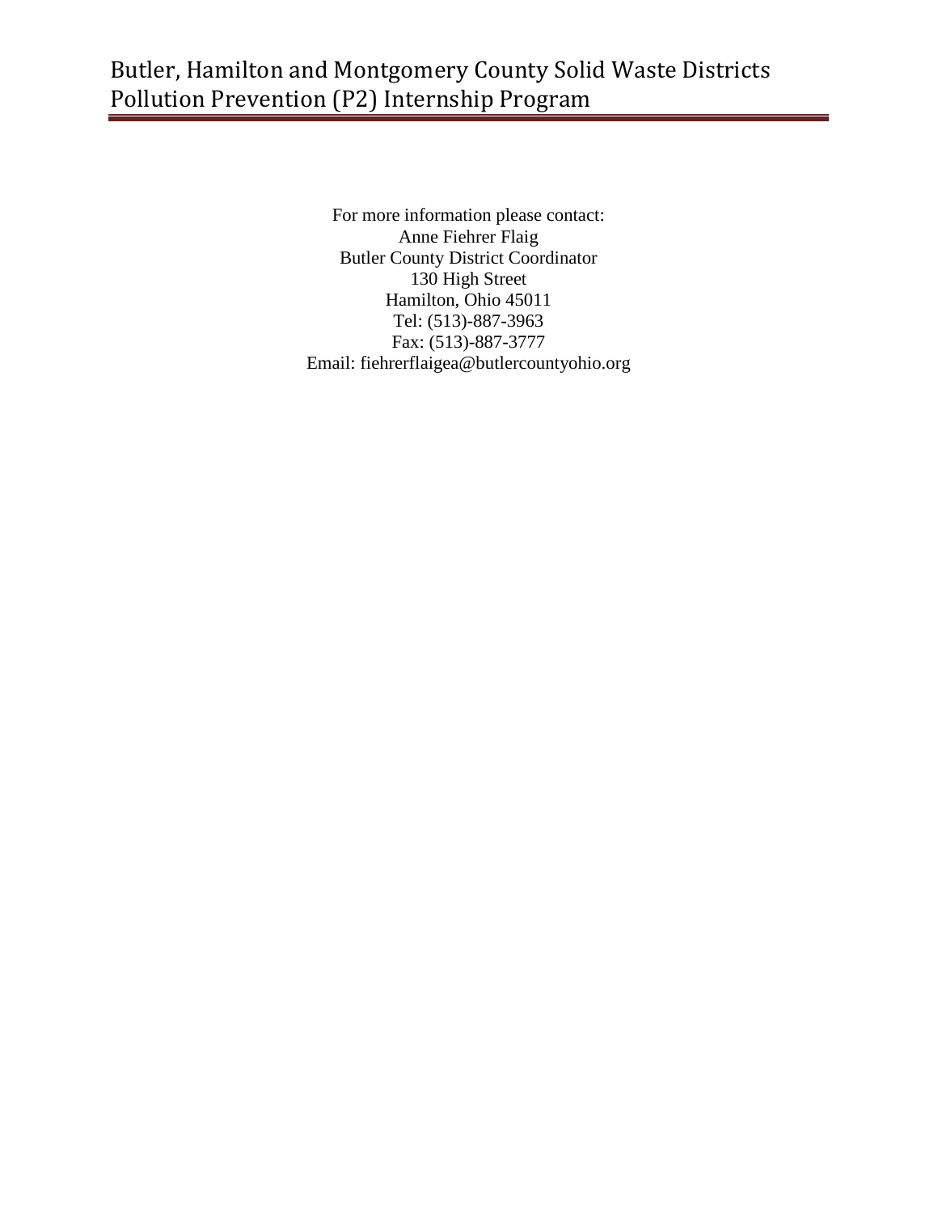For more information please contact:
Anne Fiehrer Flaig
Butler County District Coordinator
130 High Street
Hamilton, Ohio 45011
Tel: (513)-887-3963
Fax: (513)-887-3777
Email: fiehrerflaigea@butlercountyohio.org